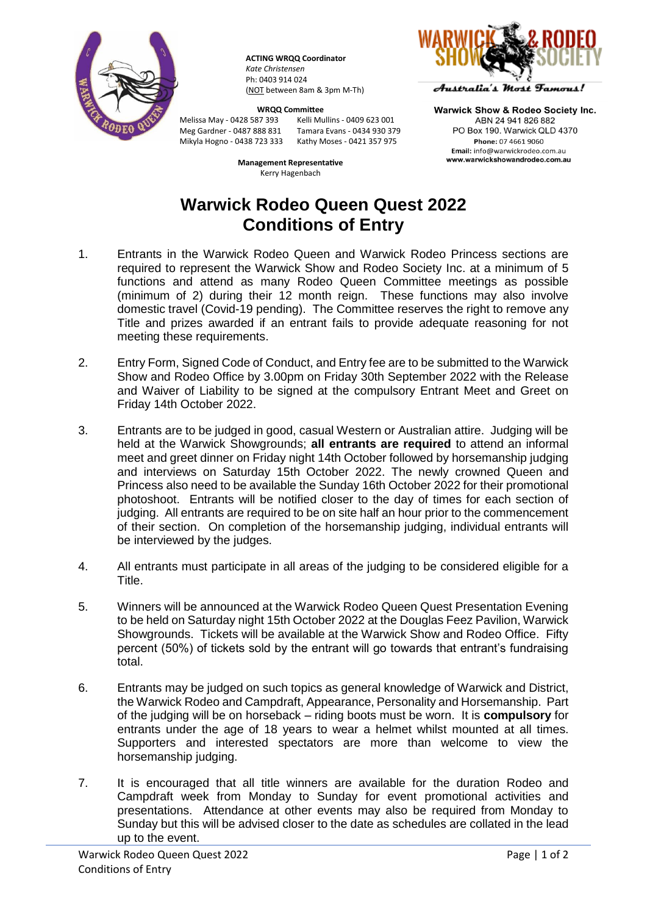**ACTING WRQQ Coordinator**
*Kate Christensen*
Ph: 0403 914 024
(NOT between 8am & 3pm M-Th)

**WRQQ Committee**
Melissa May - 0428 587 393
Kelli Mullins - 0409 623 001
Meg Gardner - 0487 888 831
Tamara Evans - 0434 930 379
Mikyla Hogno - 0438 723 333
Kathy Moses - 0421 357 975

**Management Representative**
Kerry Hagenbach

*Australia's Most Famous!*

**Warwick Show & Rodeo Society Inc.**
ABN 24 941 826 882
PO Box 190. Warwick QLD 4370
**Phone:** 07 4661 9060
**Email:** info@warwickrodeo.com.au
**www.warwickshowandrodeo.com.au**

# Warwick Rodeo Queen Quest 2022
# Conditions of Entry

1. Entrants in the Warwick Rodeo Queen and Warwick Rodeo Princess sections are required to represent the Warwick Show and Rodeo Society Inc. at a minimum of 5 functions and attend as many Rodeo Queen Committee meetings as possible (minimum of 2) during their 12 month reign. These functions may also involve domestic travel (Covid-19 pending). The Committee reserves the right to remove any Title and prizes awarded if an entrant fails to provide adequate reasoning for not meeting these requirements.

2. Entry Form, Signed Code of Conduct, and Entry fee are to be submitted to the Warwick Show and Rodeo Office by 3.00pm on Friday 30th September 2022 with the Release and Waiver of Liability to be signed at the compulsory Entrant Meet and Greet on Friday 14th October 2022.

3. Entrants are to be judged in good, casual Western or Australian attire. Judging will be held at the Warwick Showgrounds; **all entrants are required** to attend an informal meet and greet dinner on Friday night 14th October followed by horsemanship judging and interviews on Saturday 15th October 2022. The newly crowned Queen and Princess also need to be available the Sunday 16th October 2022 for their promotional photoshoot. Entrants will be notified closer to the day of times for each section of judging. All entrants are required to be on site half an hour prior to the commencement of their section. On completion of the horsemanship judging, individual entrants will be interviewed by the judges.

4. All entrants must participate in all areas of the judging to be considered eligible for a Title.

5. Winners will be announced at the Warwick Rodeo Queen Quest Presentation Evening to be held on Saturday night 15th October 2022 at the Douglas Feez Pavilion, Warwick Showgrounds. Tickets will be available at the Warwick Show and Rodeo Office. Fifty percent (50%) of tickets sold by the entrant will go towards that entrant's fundraising total.

6. Entrants may be judged on such topics as general knowledge of Warwick and District, the Warwick Rodeo and Campdraft, Appearance, Personality and Horsemanship. Part of the judging will be on horseback – riding boots must be worn. It is **compulsory** for entrants under the age of 18 years to wear a helmet whilst mounted at all times. Supporters and interested spectators are more than welcome to view the horsemanship judging.

7. It is encouraged that all title winners are available for the duration Rodeo and Campdraft week from Monday to Sunday for event promotional activities and presentations. Attendance at other events may also be required from Monday to Sunday but this will be advised closer to the date as schedules are collated in the lead up to the event.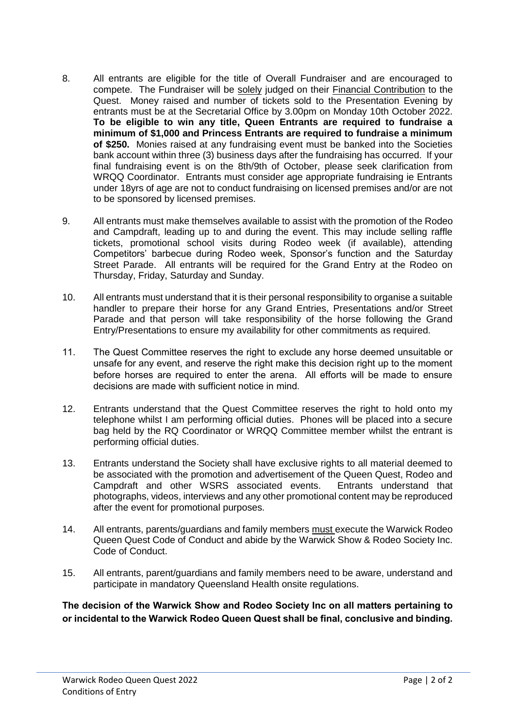8. All entrants are eligible for the title of Overall Fundraiser and are encouraged to compete. The Fundraiser will be solely judged on their Financial Contribution to the Quest. Money raised and number of tickets sold to the Presentation Evening by entrants must be at the Secretarial Office by 3.00pm on Monday 10th October 2022. **To be eligible to win any title, Queen Entrants are required to fundraise a minimum of $1,000 and Princess Entrants are required to fundraise a minimum of $250.** Monies raised at any fundraising event must be banked into the Societies bank account within three (3) business days after the fundraising has occurred. If your final fundraising event is on the 8th/9th of October, please seek clarification from WRQQ Coordinator. Entrants must consider age appropriate fundraising ie Entrants under 18yrs of age are not to conduct fundraising on licensed premises and/or are not to be sponsored by licensed premises.

9. All entrants must make themselves available to assist with the promotion of the Rodeo and Campdraft, leading up to and during the event. This may include selling raffle tickets, promotional school visits during Rodeo week (if available), attending Competitors' barbecue during Rodeo week, Sponsor's function and the Saturday Street Parade. All entrants will be required for the Grand Entry at the Rodeo on Thursday, Friday, Saturday and Sunday.

10. All entrants must understand that it is their personal responsibility to organise a suitable handler to prepare their horse for any Grand Entries, Presentations and/or Street Parade and that person will take responsibility of the horse following the Grand Entry/Presentations to ensure my availability for other commitments as required.

11. The Quest Committee reserves the right to exclude any horse deemed unsuitable or unsafe for any event, and reserve the right make this decision right up to the moment before horses are required to enter the arena. All efforts will be made to ensure decisions are made with sufficient notice in mind.

12. Entrants understand that the Quest Committee reserves the right to hold onto my telephone whilst I am performing official duties. Phones will be placed into a secure bag held by the RQ Coordinator or WRQQ Committee member whilst the entrant is performing official duties.

13. Entrants understand the Society shall have exclusive rights to all material deemed to be associated with the promotion and advertisement of the Queen Quest, Rodeo and Campdraft and other WSRS associated events. Entrants understand that photographs, videos, interviews and any other promotional content may be reproduced after the event for promotional purposes.

14. All entrants, parents/guardians and family members must execute the Warwick Rodeo Queen Quest Code of Conduct and abide by the Warwick Show & Rodeo Society Inc. Code of Conduct.

15. All entrants, parent/guardians and family members need to be aware, understand and participate in mandatory Queensland Health onsite regulations.

**The decision of the Warwick Show and Rodeo Society Inc on all matters pertaining to or incidental to the Warwick Rodeo Queen Quest shall be final, conclusive and binding.**